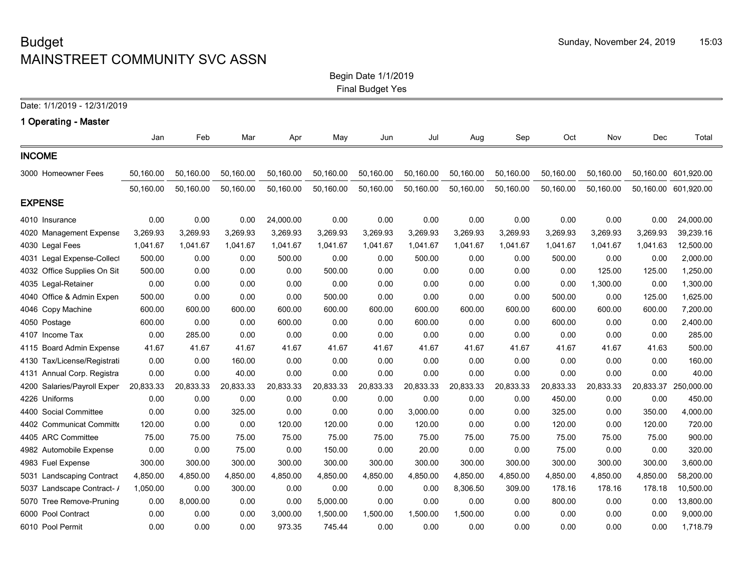# Budget
# MAINSTREET COMMUNITY SVC ASSN

Sunday, November 24, 2019 15:03

Begin Date 1/1/2019
Final Budget Yes

Date: 1/1/2019 - 12/31/2019

## 1 Operating - Master

| | Jan | Feb | Mar | Apr | May | Jun | Jul | Aug | Sep | Oct | Nov | Dec | Total |
|---|---|---|---|---|---|---|---|---|---|---|---|---|---|
| **INCOME** | | | | | | | | | | | | | |
| 3000 Homeowner Fees | 50,160.00 | 50,160.00 | 50,160.00 | 50,160.00 | 50,160.00 | 50,160.00 | 50,160.00 | 50,160.00 | 50,160.00 | 50,160.00 | 50,160.00 | 50,160.00 | 601,920.00 |
| | 50,160.00 | 50,160.00 | 50,160.00 | 50,160.00 | 50,160.00 | 50,160.00 | 50,160.00 | 50,160.00 | 50,160.00 | 50,160.00 | 50,160.00 | 50,160.00 | 601,920.00 |
| **EXPENSE** | | | | | | | | | | | | | |
| 4010 Insurance | 0.00 | 0.00 | 0.00 | 24,000.00 | 0.00 | 0.00 | 0.00 | 0.00 | 0.00 | 0.00 | 0.00 | 0.00 | 24,000.00 |
| 4020 Management Expense | 3,269.93 | 3,269.93 | 3,269.93 | 3,269.93 | 3,269.93 | 3,269.93 | 3,269.93 | 3,269.93 | 3,269.93 | 3,269.93 | 3,269.93 | 3,269.93 | 39,239.16 |
| 4030 Legal Fees | 1,041.67 | 1,041.67 | 1,041.67 | 1,041.67 | 1,041.67 | 1,041.67 | 1,041.67 | 1,041.67 | 1,041.67 | 1,041.67 | 1,041.67 | 1,041.63 | 12,500.00 |
| 4031 Legal Expense-Collect | 500.00 | 0.00 | 0.00 | 500.00 | 0.00 | 0.00 | 500.00 | 0.00 | 0.00 | 500.00 | 0.00 | 0.00 | 2,000.00 |
| 4032 Office Supplies On Sit | 500.00 | 0.00 | 0.00 | 0.00 | 500.00 | 0.00 | 0.00 | 0.00 | 0.00 | 0.00 | 125.00 | 125.00 | 1,250.00 |
| 4035 Legal-Retainer | 0.00 | 0.00 | 0.00 | 0.00 | 0.00 | 0.00 | 0.00 | 0.00 | 0.00 | 0.00 | 1,300.00 | 0.00 | 1,300.00 |
| 4040 Office & Admin Expen | 500.00 | 0.00 | 0.00 | 0.00 | 500.00 | 0.00 | 0.00 | 0.00 | 0.00 | 500.00 | 0.00 | 125.00 | 1,625.00 |
| 4046 Copy Machine | 600.00 | 600.00 | 600.00 | 600.00 | 600.00 | 600.00 | 600.00 | 600.00 | 600.00 | 600.00 | 600.00 | 600.00 | 7,200.00 |
| 4050 Postage | 600.00 | 0.00 | 0.00 | 600.00 | 0.00 | 0.00 | 600.00 | 0.00 | 0.00 | 600.00 | 0.00 | 0.00 | 2,400.00 |
| 4107 Income Tax | 0.00 | 285.00 | 0.00 | 0.00 | 0.00 | 0.00 | 0.00 | 0.00 | 0.00 | 0.00 | 0.00 | 0.00 | 285.00 |
| 4115 Board Admin Expense | 41.67 | 41.67 | 41.67 | 41.67 | 41.67 | 41.67 | 41.67 | 41.67 | 41.67 | 41.67 | 41.67 | 41.63 | 500.00 |
| 4130 Tax/License/Registrati | 0.00 | 0.00 | 160.00 | 0.00 | 0.00 | 0.00 | 0.00 | 0.00 | 0.00 | 0.00 | 0.00 | 0.00 | 160.00 |
| 4131 Annual Corp. Registra | 0.00 | 0.00 | 40.00 | 0.00 | 0.00 | 0.00 | 0.00 | 0.00 | 0.00 | 0.00 | 0.00 | 0.00 | 40.00 |
| 4200 Salaries/Payroll Exper | 20,833.33 | 20,833.33 | 20,833.33 | 20,833.33 | 20,833.33 | 20,833.33 | 20,833.33 | 20,833.33 | 20,833.33 | 20,833.33 | 20,833.33 | 20,833.37 | 250,000.00 |
| 4226 Uniforms | 0.00 | 0.00 | 0.00 | 0.00 | 0.00 | 0.00 | 0.00 | 0.00 | 0.00 | 450.00 | 0.00 | 0.00 | 450.00 |
| 4400 Social Committee | 0.00 | 0.00 | 325.00 | 0.00 | 0.00 | 0.00 | 3,000.00 | 0.00 | 0.00 | 325.00 | 0.00 | 350.00 | 4,000.00 |
| 4402 Communicat Committe | 120.00 | 0.00 | 0.00 | 120.00 | 120.00 | 0.00 | 120.00 | 0.00 | 0.00 | 120.00 | 0.00 | 120.00 | 720.00 |
| 4405 ARC Committee | 75.00 | 75.00 | 75.00 | 75.00 | 75.00 | 75.00 | 75.00 | 75.00 | 75.00 | 75.00 | 75.00 | 75.00 | 900.00 |
| 4982 Automobile Expense | 0.00 | 0.00 | 75.00 | 0.00 | 150.00 | 0.00 | 20.00 | 0.00 | 0.00 | 75.00 | 0.00 | 0.00 | 320.00 |
| 4983 Fuel Expense | 300.00 | 300.00 | 300.00 | 300.00 | 300.00 | 300.00 | 300.00 | 300.00 | 300.00 | 300.00 | 300.00 | 300.00 | 3,600.00 |
| 5031 Landscaping Contract | 4,850.00 | 4,850.00 | 4,850.00 | 4,850.00 | 4,850.00 | 4,850.00 | 4,850.00 | 4,850.00 | 4,850.00 | 4,850.00 | 4,850.00 | 4,850.00 | 58,200.00 |
| 5037 Landscape Contract- / | 1,050.00 | 0.00 | 300.00 | 0.00 | 0.00 | 0.00 | 0.00 | 8,306.50 | 309.00 | 178.16 | 178.16 | 178.18 | 10,500.00 |
| 5070 Tree Remove-Pruning | 0.00 | 8,000.00 | 0.00 | 0.00 | 5,000.00 | 0.00 | 0.00 | 0.00 | 0.00 | 800.00 | 0.00 | 0.00 | 13,800.00 |
| 6000 Pool Contract | 0.00 | 0.00 | 0.00 | 3,000.00 | 1,500.00 | 1,500.00 | 1,500.00 | 1,500.00 | 0.00 | 0.00 | 0.00 | 0.00 | 9,000.00 |
| 6010 Pool Permit | 0.00 | 0.00 | 0.00 | 973.35 | 745.44 | 0.00 | 0.00 | 0.00 | 0.00 | 0.00 | 0.00 | 0.00 | 1,718.79 |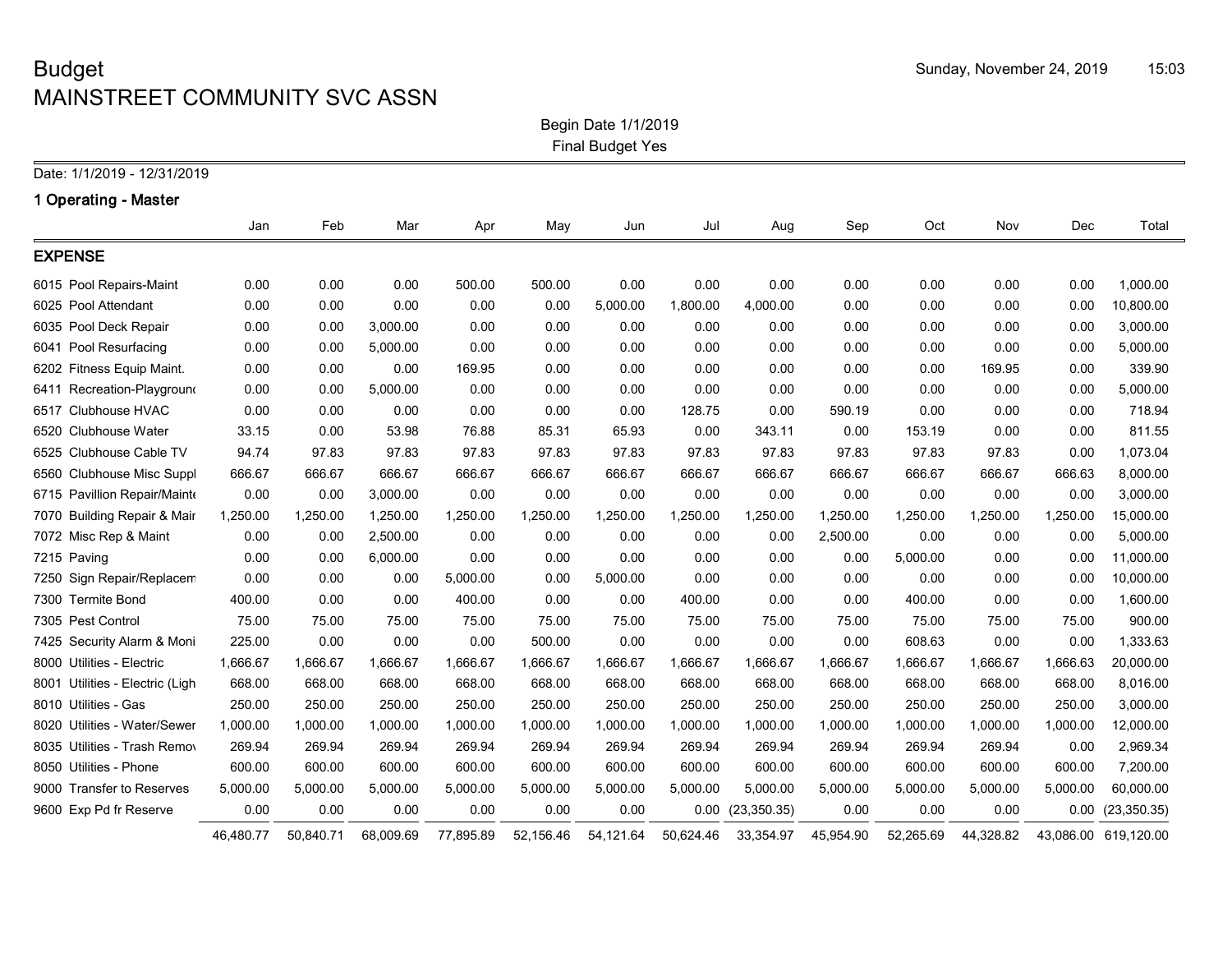# Budget
## MAINSTREET COMMUNITY SVC ASSN

Begin Date 1/1/2019
Final Budget Yes

Date: 1/1/2019 - 12/31/2019

### 1 Operating - Master

| | Jan | Feb | Mar | Apr | May | Jun | Jul | Aug | Sep | Oct | Nov | Dec | Total |
|---|---|---|---|---|---|---|---|---|---|---|---|---|---|
| **EXPENSE** | | | | | | | | | | | | | |
| 6015 Pool Repairs-Maint | 0.00 | 0.00 | 0.00 | 500.00 | 500.00 | 0.00 | 0.00 | 0.00 | 0.00 | 0.00 | 0.00 | 0.00 | 1,000.00 |
| 6025 Pool Attendant | 0.00 | 0.00 | 0.00 | 0.00 | 0.00 | 5,000.00 | 1,800.00 | 4,000.00 | 0.00 | 0.00 | 0.00 | 0.00 | 10,800.00 |
| 6035 Pool Deck Repair | 0.00 | 0.00 | 3,000.00 | 0.00 | 0.00 | 0.00 | 0.00 | 0.00 | 0.00 | 0.00 | 0.00 | 0.00 | 3,000.00 |
| 6041 Pool Resurfacing | 0.00 | 0.00 | 5,000.00 | 0.00 | 0.00 | 0.00 | 0.00 | 0.00 | 0.00 | 0.00 | 0.00 | 0.00 | 5,000.00 |
| 6202 Fitness Equip Maint. | 0.00 | 0.00 | 0.00 | 169.95 | 0.00 | 0.00 | 0.00 | 0.00 | 0.00 | 0.00 | 169.95 | 0.00 | 339.90 |
| 6411 Recreation-Playground | 0.00 | 0.00 | 5,000.00 | 0.00 | 0.00 | 0.00 | 0.00 | 0.00 | 0.00 | 0.00 | 0.00 | 0.00 | 5,000.00 |
| 6517 Clubhouse HVAC | 0.00 | 0.00 | 0.00 | 0.00 | 0.00 | 0.00 | 128.75 | 0.00 | 590.19 | 0.00 | 0.00 | 0.00 | 718.94 |
| 6520 Clubhouse Water | 33.15 | 0.00 | 53.98 | 76.88 | 85.31 | 65.93 | 0.00 | 343.11 | 0.00 | 153.19 | 0.00 | 0.00 | 811.55 |
| 6525 Clubhouse Cable TV | 94.74 | 97.83 | 97.83 | 97.83 | 97.83 | 97.83 | 97.83 | 97.83 | 97.83 | 97.83 | 97.83 | 0.00 | 1,073.04 |
| 6560 Clubhouse Misc Suppl | 666.67 | 666.67 | 666.67 | 666.67 | 666.67 | 666.67 | 666.67 | 666.67 | 666.67 | 666.67 | 666.67 | 666.63 | 8,000.00 |
| 6715 Pavillion Repair/Mainte | 0.00 | 0.00 | 3,000.00 | 0.00 | 0.00 | 0.00 | 0.00 | 0.00 | 0.00 | 0.00 | 0.00 | 0.00 | 3,000.00 |
| 7070 Building Repair & Mair | 1,250.00 | 1,250.00 | 1,250.00 | 1,250.00 | 1,250.00 | 1,250.00 | 1,250.00 | 1,250.00 | 1,250.00 | 1,250.00 | 1,250.00 | 1,250.00 | 15,000.00 |
| 7072 Misc Rep & Maint | 0.00 | 0.00 | 2,500.00 | 0.00 | 0.00 | 0.00 | 0.00 | 0.00 | 2,500.00 | 0.00 | 0.00 | 0.00 | 5,000.00 |
| 7215 Paving | 0.00 | 0.00 | 6,000.00 | 0.00 | 0.00 | 0.00 | 0.00 | 0.00 | 0.00 | 5,000.00 | 0.00 | 0.00 | 11,000.00 |
| 7250 Sign Repair/Replacem | 0.00 | 0.00 | 0.00 | 5,000.00 | 0.00 | 5,000.00 | 0.00 | 0.00 | 0.00 | 0.00 | 0.00 | 0.00 | 10,000.00 |
| 7300 Termite Bond | 400.00 | 0.00 | 0.00 | 400.00 | 0.00 | 0.00 | 400.00 | 0.00 | 0.00 | 400.00 | 0.00 | 0.00 | 1,600.00 |
| 7305 Pest Control | 75.00 | 75.00 | 75.00 | 75.00 | 75.00 | 75.00 | 75.00 | 75.00 | 75.00 | 75.00 | 75.00 | 75.00 | 900.00 |
| 7425 Security Alarm & Moni | 225.00 | 0.00 | 0.00 | 0.00 | 500.00 | 0.00 | 0.00 | 0.00 | 0.00 | 608.63 | 0.00 | 0.00 | 1,333.63 |
| 8000 Utilities - Electric | 1,666.67 | 1,666.67 | 1,666.67 | 1,666.67 | 1,666.67 | 1,666.67 | 1,666.67 | 1,666.67 | 1,666.67 | 1,666.67 | 1,666.67 | 1,666.63 | 20,000.00 |
| 8001 Utilities - Electric (Ligh | 668.00 | 668.00 | 668.00 | 668.00 | 668.00 | 668.00 | 668.00 | 668.00 | 668.00 | 668.00 | 668.00 | 668.00 | 8,016.00 |
| 8010 Utilities - Gas | 250.00 | 250.00 | 250.00 | 250.00 | 250.00 | 250.00 | 250.00 | 250.00 | 250.00 | 250.00 | 250.00 | 250.00 | 3,000.00 |
| 8020 Utilities - Water/Sewer | 1,000.00 | 1,000.00 | 1,000.00 | 1,000.00 | 1,000.00 | 1,000.00 | 1,000.00 | 1,000.00 | 1,000.00 | 1,000.00 | 1,000.00 | 1,000.00 | 12,000.00 |
| 8035 Utilities - Trash Remov | 269.94 | 269.94 | 269.94 | 269.94 | 269.94 | 269.94 | 269.94 | 269.94 | 269.94 | 269.94 | 269.94 | 0.00 | 2,969.34 |
| 8050 Utilities - Phone | 600.00 | 600.00 | 600.00 | 600.00 | 600.00 | 600.00 | 600.00 | 600.00 | 600.00 | 600.00 | 600.00 | 600.00 | 7,200.00 |
| 9000 Transfer to Reserves | 5,000.00 | 5,000.00 | 5,000.00 | 5,000.00 | 5,000.00 | 5,000.00 | 5,000.00 | 5,000.00 | 5,000.00 | 5,000.00 | 5,000.00 | 5,000.00 | 60,000.00 |
| 9600 Exp Pd fr Reserve | 0.00 | 0.00 | 0.00 | 0.00 | 0.00 | 0.00 | 0.00 | (23,350.35) | 0.00 | 0.00 | 0.00 | 0.00 | (23,350.35) |
| | 46,480.77 | 50,840.71 | 68,009.69 | 77,895.89 | 52,156.46 | 54,121.64 | 50,624.46 | 33,354.97 | 45,954.90 | 52,265.69 | 44,328.82 | 43,086.00 | 619,120.00 |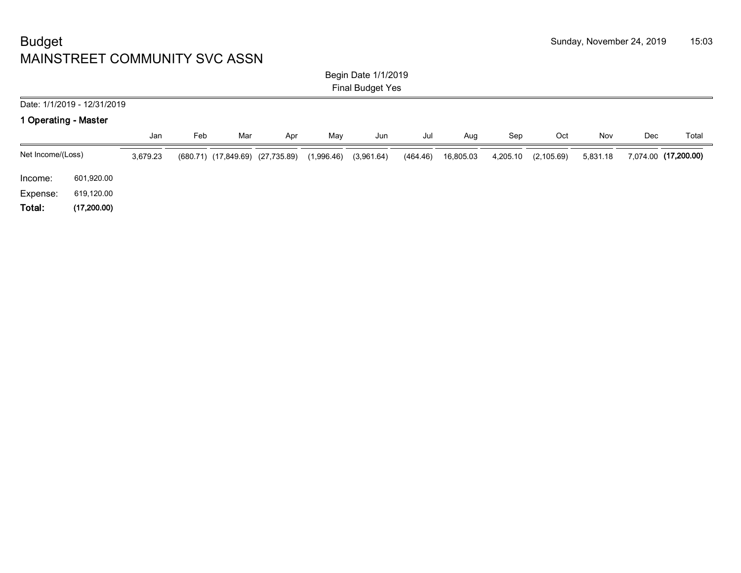# Budget

## MAINSTREET COMMUNITY SVC ASSN

Sunday, November 24, 2019 15:03

Begin Date 1/1/2019
Final Budget Yes

Date: 1/1/2019 - 12/31/2019

### 1 Operating - Master

| | Jan | Feb | Mar | Apr | May | Jun | Jul | Aug | Sep | Oct | Nov | Dec | Total |
|---|---|---|---|---|---|---|---|---|---|---|---|---|---|
| Net Income/(Loss) | 3,679.23 | (680.71) | (17,849.69) | (27,735.89) | (1,996.46) | (3,961.64) | (464.46) | 16,805.03 | 4,205.10 | (2,105.69) | 5,831.18 | 7,074.00 | **(17,200.00)** |

| | |
|---|---|
| Income: | 601,920.00 |
| Expense: | 619,120.00 |
| **Total:** | **(17,200.00)** |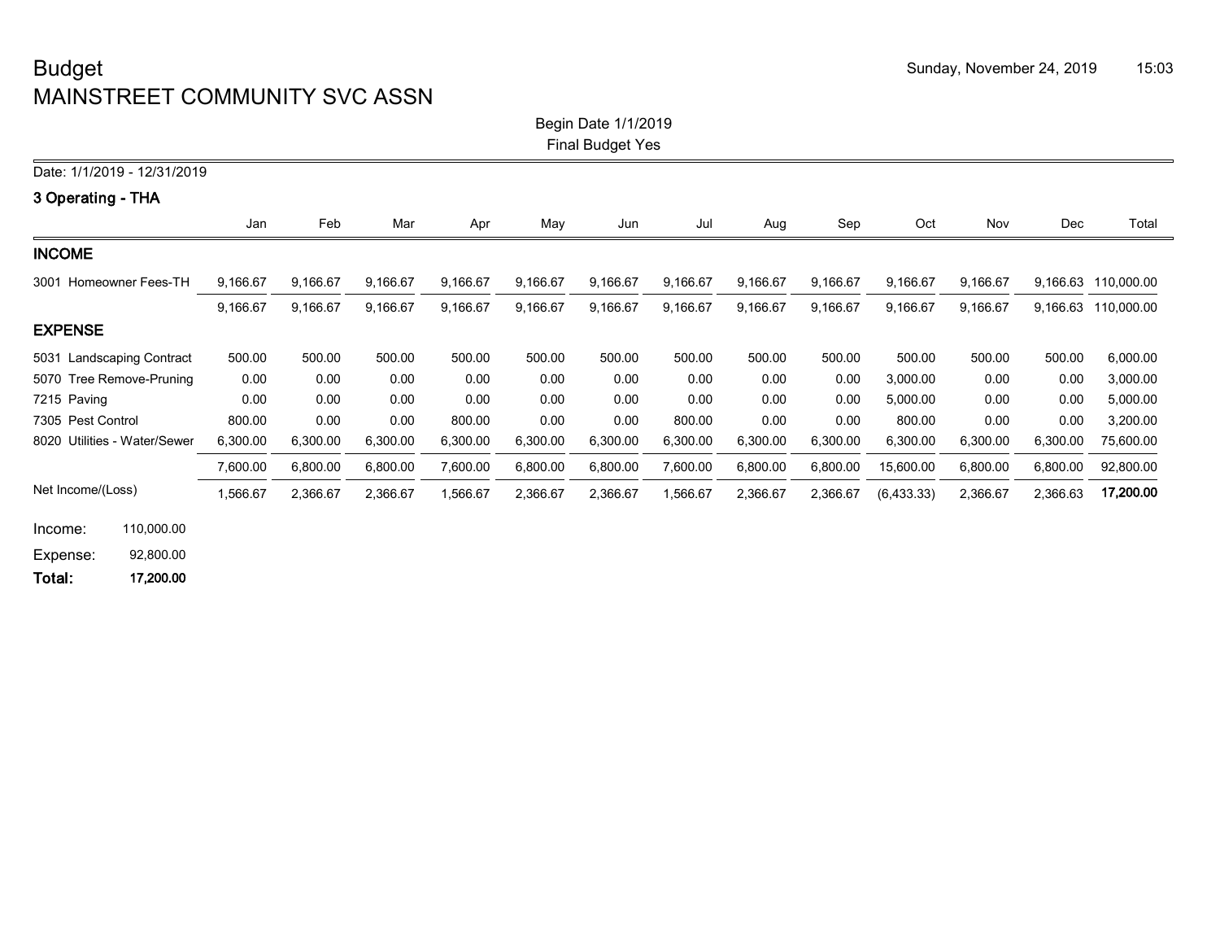# Budget
## MAINSTREET COMMUNITY SVC ASSN

Sunday, November 24, 2019 15:03

Begin Date 1/1/2019
Final Budget Yes

Date: 1/1/2019 - 12/31/2019

### 3 Operating - THA

| | Jan | Feb | Mar | Apr | May | Jun | Jul | Aug | Sep | Oct | Nov | Dec | Total |
|---|---|---|---|---|---|---|---|---|---|---|---|---|---|
| **INCOME** | | | | | | | | | | | | | |
| 3001 Homeowner Fees-TH | 9,166.67 | 9,166.67 | 9,166.67 | 9,166.67 | 9,166.67 | 9,166.67 | 9,166.67 | 9,166.67 | 9,166.67 | 9,166.67 | 9,166.67 | 9,166.63 | 110,000.00 |
| | 9,166.67 | 9,166.67 | 9,166.67 | 9,166.67 | 9,166.67 | 9,166.67 | 9,166.67 | 9,166.67 | 9,166.67 | 9,166.67 | 9,166.67 | 9,166.63 | 110,000.00 |
| **EXPENSE** | | | | | | | | | | | | | |
| 5031 Landscaping Contract | 500.00 | 500.00 | 500.00 | 500.00 | 500.00 | 500.00 | 500.00 | 500.00 | 500.00 | 500.00 | 500.00 | 500.00 | 6,000.00 |
| 5070 Tree Remove-Pruning | 0.00 | 0.00 | 0.00 | 0.00 | 0.00 | 0.00 | 0.00 | 0.00 | 0.00 | 3,000.00 | 0.00 | 0.00 | 3,000.00 |
| 7215 Paving | 0.00 | 0.00 | 0.00 | 0.00 | 0.00 | 0.00 | 0.00 | 0.00 | 0.00 | 5,000.00 | 0.00 | 0.00 | 5,000.00 |
| 7305 Pest Control | 800.00 | 0.00 | 0.00 | 800.00 | 0.00 | 0.00 | 800.00 | 0.00 | 0.00 | 800.00 | 0.00 | 0.00 | 3,200.00 |
| 8020 Utilities - Water/Sewer | 6,300.00 | 6,300.00 | 6,300.00 | 6,300.00 | 6,300.00 | 6,300.00 | 6,300.00 | 6,300.00 | 6,300.00 | 6,300.00 | 6,300.00 | 6,300.00 | 75,600.00 |
| | 7,600.00 | 6,800.00 | 6,800.00 | 7,600.00 | 6,800.00 | 6,800.00 | 7,600.00 | 6,800.00 | 6,800.00 | 15,600.00 | 6,800.00 | 6,800.00 | 92,800.00 |
| Net Income/(Loss) | 1,566.67 | 2,366.67 | 2,366.67 | 1,566.67 | 2,366.67 | 2,366.67 | 1,566.67 | 2,366.67 | 2,366.67 | (6,433.33) | 2,366.67 | 2,366.63 | **17,200.00** |

| | |
|---|---|
| Income: | 110,000.00 |
| Expense: | 92,800.00 |
| **Total:** | **17,200.00** |